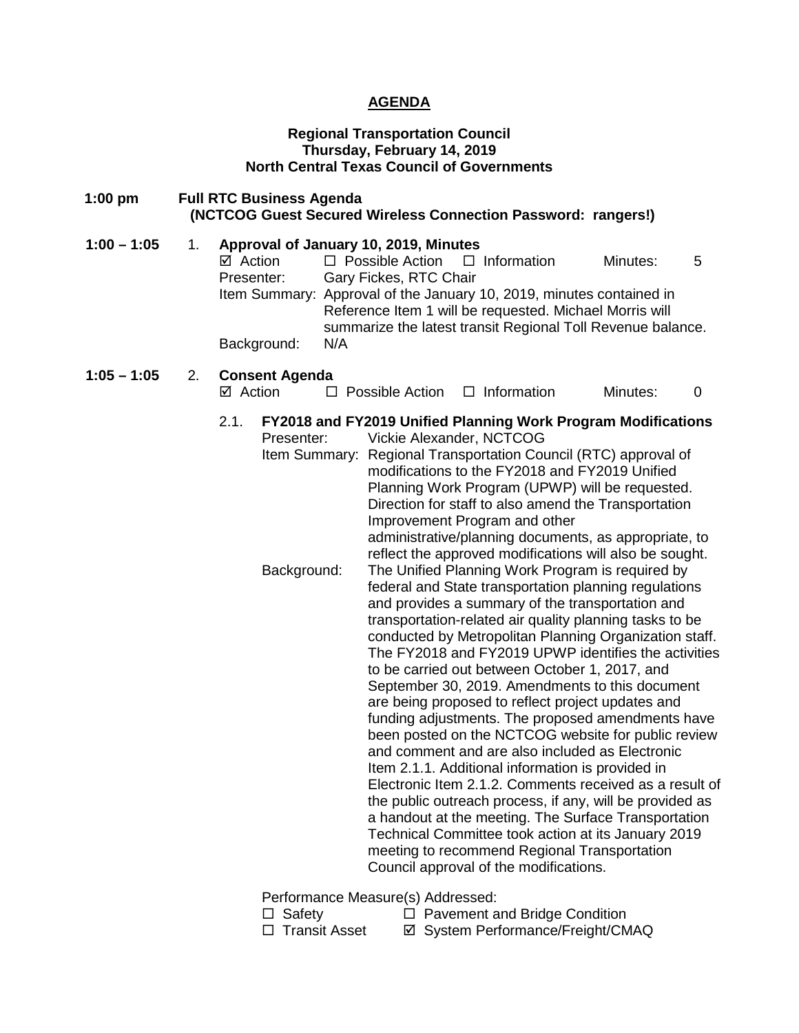# AGENDA

**Regional Transportation Council**
**Thursday, February 14, 2019**
**North Central Texas Council of Governments**

**1:00 pm Full RTC Business Agenda**
**(NCTCOG Guest Secured Wireless Connection Password: rangers!)**

**1:00 – 1:05** 1. **Approval of January 10, 2019, Minutes**

☑ Action ☐ Possible Action ☐ Information Minutes: 5

Presenter: Gary Fickes, RTC Chair

Item Summary: Approval of the January 10, 2019, minutes contained in Reference Item 1 will be requested. Michael Morris will summarize the latest transit Regional Toll Revenue balance.

Background: N/A

**1:05 – 1:05** 2. **Consent Agenda**

☑ Action ☐ Possible Action ☐ Information Minutes: 0

2.1. **FY2018 and FY2019 Unified Planning Work Program Modifications**

Presenter: Vickie Alexander, NCTCOG

Item Summary: Regional Transportation Council (RTC) approval of modifications to the FY2018 and FY2019 Unified Planning Work Program (UPWP) will be requested. Direction for staff to also amend the Transportation Improvement Program and other administrative/planning documents, as appropriate, to reflect the approved modifications will also be sought.

Background: The Unified Planning Work Program is required by federal and State transportation planning regulations and provides a summary of the transportation and transportation-related air quality planning tasks to be conducted by Metropolitan Planning Organization staff. The FY2018 and FY2019 UPWP identifies the activities to be carried out between October 1, 2017, and September 30, 2019. Amendments to this document are being proposed to reflect project updates and funding adjustments. The proposed amendments have been posted on the NCTCOG website for public review and comment and are also included as Electronic Item 2.1.1. Additional information is provided in Electronic Item 2.1.2. Comments received as a result of the public outreach process, if any, will be provided as a handout at the meeting. The Surface Transportation Technical Committee took action at its January 2019 meeting to recommend Regional Transportation Council approval of the modifications.

Performance Measure(s) Addressed:

☐ Safety ☐ Pavement and Bridge Condition

☐ Transit Asset ☑ System Performance/Freight/CMAQ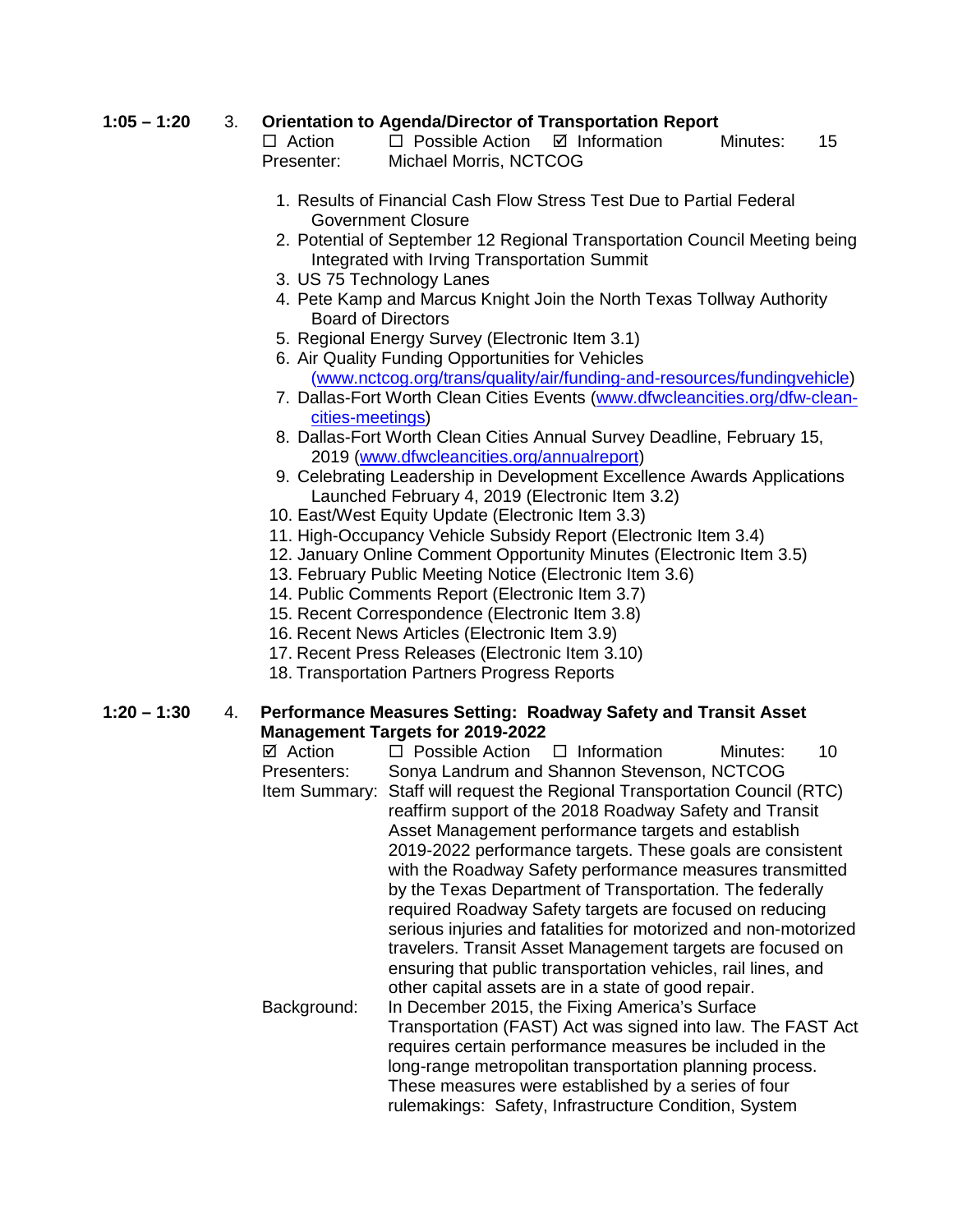**1:05 – 1:20 3. Orientation to Agenda/Director of Transportation Report**

☐ Action ☐ Possible Action ☑ Information Minutes: 15

Presenter: Michael Morris, NCTCOG

1. Results of Financial Cash Flow Stress Test Due to Partial Federal Government Closure
2. Potential of September 12 Regional Transportation Council Meeting being Integrated with Irving Transportation Summit
3. US 75 Technology Lanes
4. Pete Kamp and Marcus Knight Join the North Texas Tollway Authority Board of Directors
5. Regional Energy Survey (Electronic Item 3.1)
6. Air Quality Funding Opportunities for Vehicles (www.nctcog.org/trans/quality/air/funding-and-resources/fundingvehicle)
7. Dallas-Fort Worth Clean Cities Events (www.dfwcleancities.org/dfw-clean-cities-meetings)
8. Dallas-Fort Worth Clean Cities Annual Survey Deadline, February 15, 2019 (www.dfwcleancities.org/annualreport)
9. Celebrating Leadership in Development Excellence Awards Applications Launched February 4, 2019 (Electronic Item 3.2)
10. East/West Equity Update (Electronic Item 3.3)
11. High-Occupancy Vehicle Subsidy Report (Electronic Item 3.4)
12. January Online Comment Opportunity Minutes (Electronic Item 3.5)
13. February Public Meeting Notice (Electronic Item 3.6)
14. Public Comments Report (Electronic Item 3.7)
15. Recent Correspondence (Electronic Item 3.8)
16. Recent News Articles (Electronic Item 3.9)
17. Recent Press Releases (Electronic Item 3.10)
18. Transportation Partners Progress Reports

**1:20 – 1:30 4. Performance Measures Setting: Roadway Safety and Transit Asset Management Targets for 2019-2022**

☑ Action ☐ Possible Action ☐ Information Minutes: 10

Presenters: Sonya Landrum and Shannon Stevenson, NCTCOG

Item Summary: Staff will request the Regional Transportation Council (RTC) reaffirm support of the 2018 Roadway Safety and Transit Asset Management performance targets and establish 2019-2022 performance targets. These goals are consistent with the Roadway Safety performance measures transmitted by the Texas Department of Transportation. The federally required Roadway Safety targets are focused on reducing serious injuries and fatalities for motorized and non-motorized travelers. Transit Asset Management targets are focused on ensuring that public transportation vehicles, rail lines, and other capital assets are in a state of good repair.

Background: In December 2015, the Fixing America's Surface Transportation (FAST) Act was signed into law. The FAST Act requires certain performance measures be included in the long-range metropolitan transportation planning process. These measures were established by a series of four rulemakings: Safety, Infrastructure Condition, System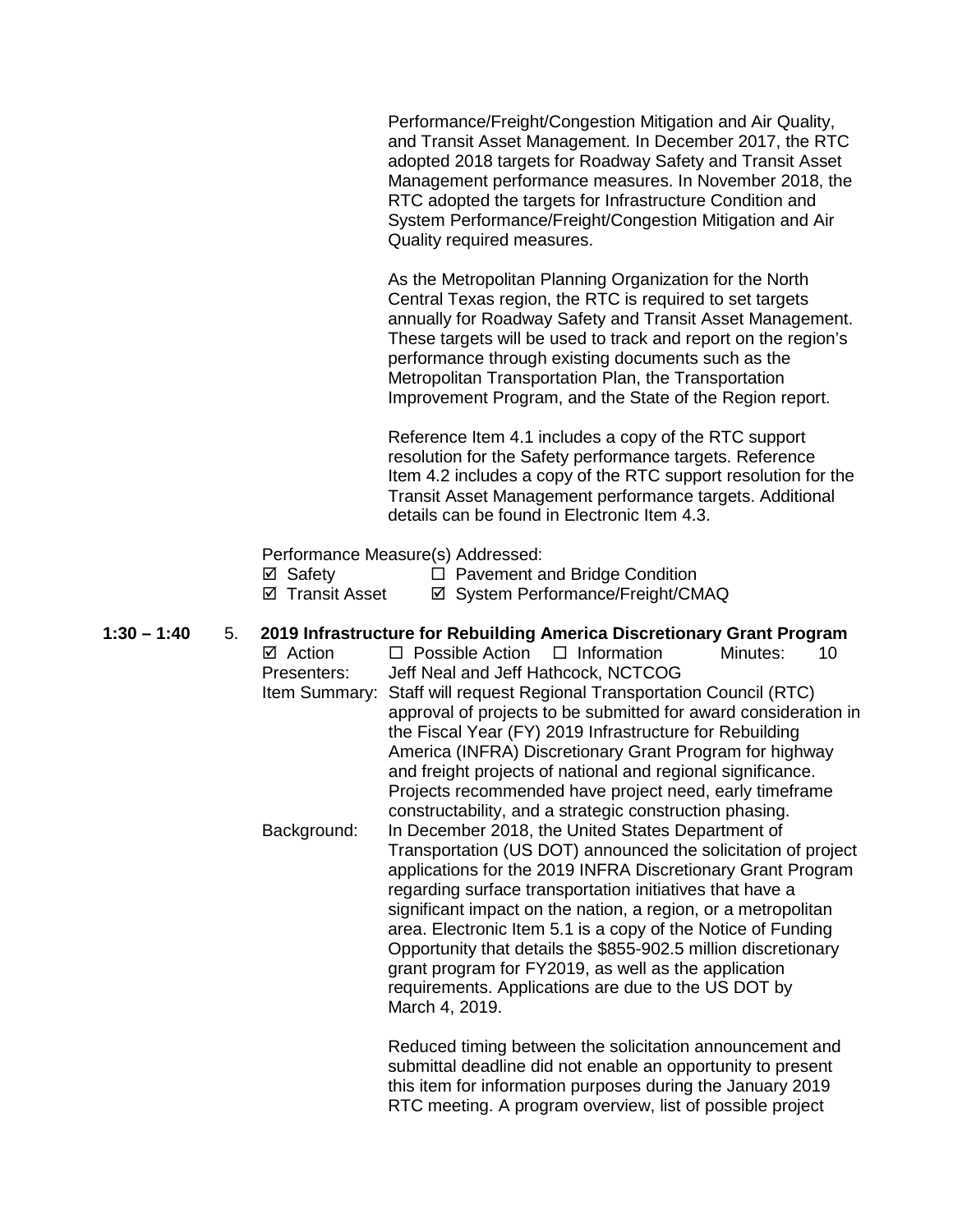Performance/Freight/Congestion Mitigation and Air Quality, and Transit Asset Management. In December 2017, the RTC adopted 2018 targets for Roadway Safety and Transit Asset Management performance measures. In November 2018, the RTC adopted the targets for Infrastructure Condition and System Performance/Freight/Congestion Mitigation and Air Quality required measures.

As the Metropolitan Planning Organization for the North Central Texas region, the RTC is required to set targets annually for Roadway Safety and Transit Asset Management. These targets will be used to track and report on the region's performance through existing documents such as the Metropolitan Transportation Plan, the Transportation Improvement Program, and the State of the Region report.

Reference Item 4.1 includes a copy of the RTC support resolution for the Safety performance targets. Reference Item 4.2 includes a copy of the RTC support resolution for the Transit Asset Management performance targets. Additional details can be found in Electronic Item 4.3.

Performance Measure(s) Addressed:

☑ Safety ☐ Pavement and Bridge Condition
☑ Transit Asset ☑ System Performance/Freight/CMAQ

**1:30 – 1:40** 5. **2019 Infrastructure for Rebuilding America Discretionary Grant Program**

☑ Action ☐ Possible Action ☐ Information Minutes: 10

Presenters: Jeff Neal and Jeff Hathcock, NCTCOG

Item Summary: Staff will request Regional Transportation Council (RTC) approval of projects to be submitted for award consideration in the Fiscal Year (FY) 2019 Infrastructure for Rebuilding America (INFRA) Discretionary Grant Program for highway and freight projects of national and regional significance. Projects recommended have project need, early timeframe constructability, and a strategic construction phasing.

Background: In December 2018, the United States Department of Transportation (US DOT) announced the solicitation of project applications for the 2019 INFRA Discretionary Grant Program regarding surface transportation initiatives that have a significant impact on the nation, a region, or a metropolitan area. Electronic Item 5.1 is a copy of the Notice of Funding Opportunity that details the $855-902.5 million discretionary grant program for FY2019, as well as the application requirements. Applications are due to the US DOT by March 4, 2019.

Reduced timing between the solicitation announcement and submittal deadline did not enable an opportunity to present this item for information purposes during the January 2019 RTC meeting. A program overview, list of possible project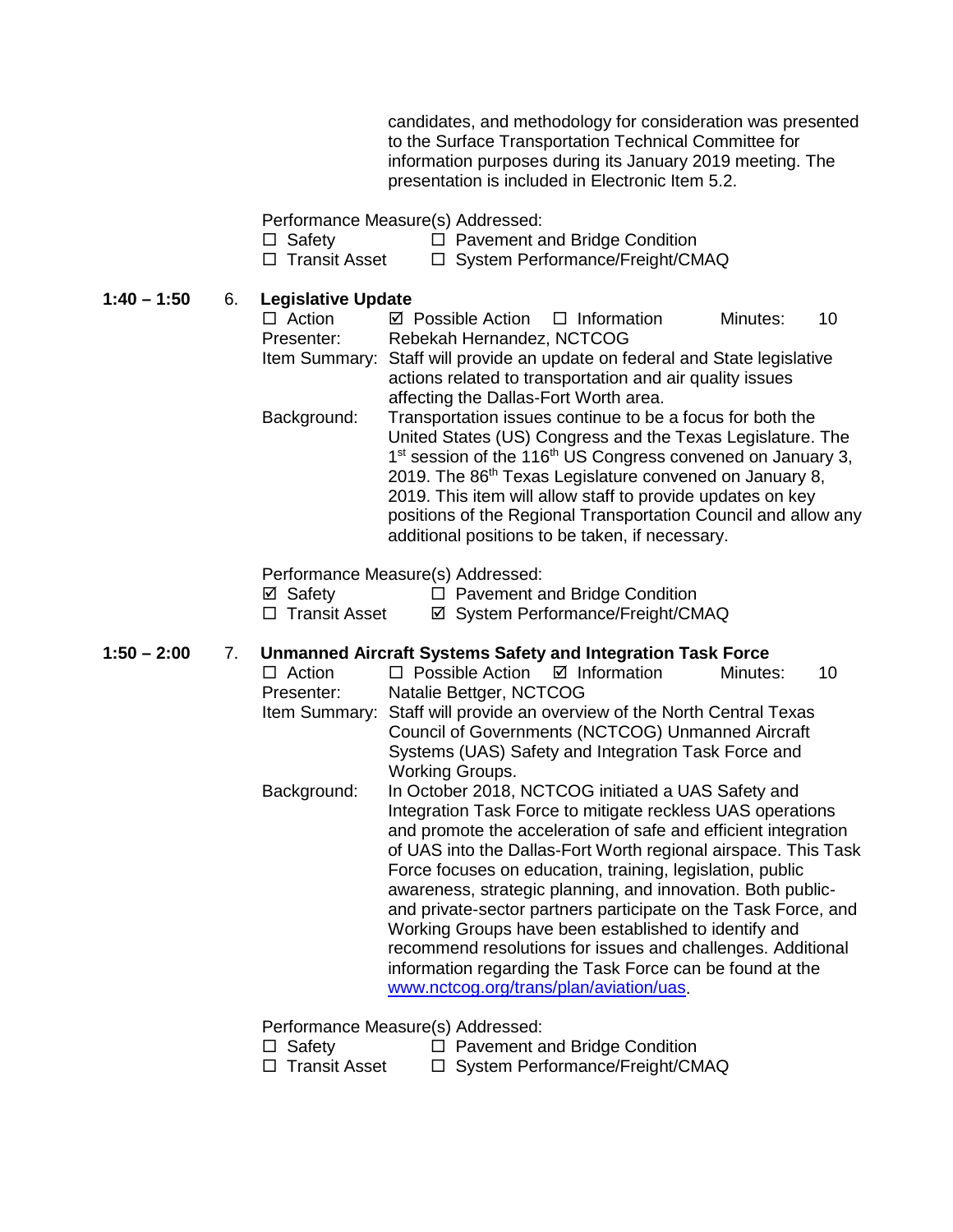candidates, and methodology for consideration was presented to the Surface Transportation Technical Committee for information purposes during its January 2019 meeting. The presentation is included in Electronic Item 5.2.

Performance Measure(s) Addressed:
☐ Safety ☐ Pavement and Bridge Condition
☐ Transit Asset ☐ System Performance/Freight/CMAQ

**1:40 – 1:50** 6. **Legislative Update**

☐ Action ☑ Possible Action ☐ Information Minutes: 10

Presenter: Rebekah Hernandez, NCTCOG

Item Summary: Staff will provide an update on federal and State legislative actions related to transportation and air quality issues affecting the Dallas-Fort Worth area.

Background: Transportation issues continue to be a focus for both the United States (US) Congress and the Texas Legislature. The 1st session of the 116th US Congress convened on January 3, 2019. The 86th Texas Legislature convened on January 8, 2019. This item will allow staff to provide updates on key positions of the Regional Transportation Council and allow any additional positions to be taken, if necessary.

Performance Measure(s) Addressed:
☑ Safety ☐ Pavement and Bridge Condition
☐ Transit Asset ☑ System Performance/Freight/CMAQ

**1:50 – 2:00** 7. **Unmanned Aircraft Systems Safety and Integration Task Force**

☐ Action ☐ Possible Action ☑ Information Minutes: 10

Presenter: Natalie Bettger, NCTCOG

Item Summary: Staff will provide an overview of the North Central Texas Council of Governments (NCTCOG) Unmanned Aircraft Systems (UAS) Safety and Integration Task Force and Working Groups.

Background: In October 2018, NCTCOG initiated a UAS Safety and Integration Task Force to mitigate reckless UAS operations and promote the acceleration of safe and efficient integration of UAS into the Dallas-Fort Worth regional airspace. This Task Force focuses on education, training, legislation, public awareness, strategic planning, and innovation. Both public- and private-sector partners participate on the Task Force, and Working Groups have been established to identify and recommend resolutions for issues and challenges. Additional information regarding the Task Force can be found at the www.nctcog.org/trans/plan/aviation/uas.

Performance Measure(s) Addressed:
☐ Safety ☐ Pavement and Bridge Condition
☐ Transit Asset ☐ System Performance/Freight/CMAQ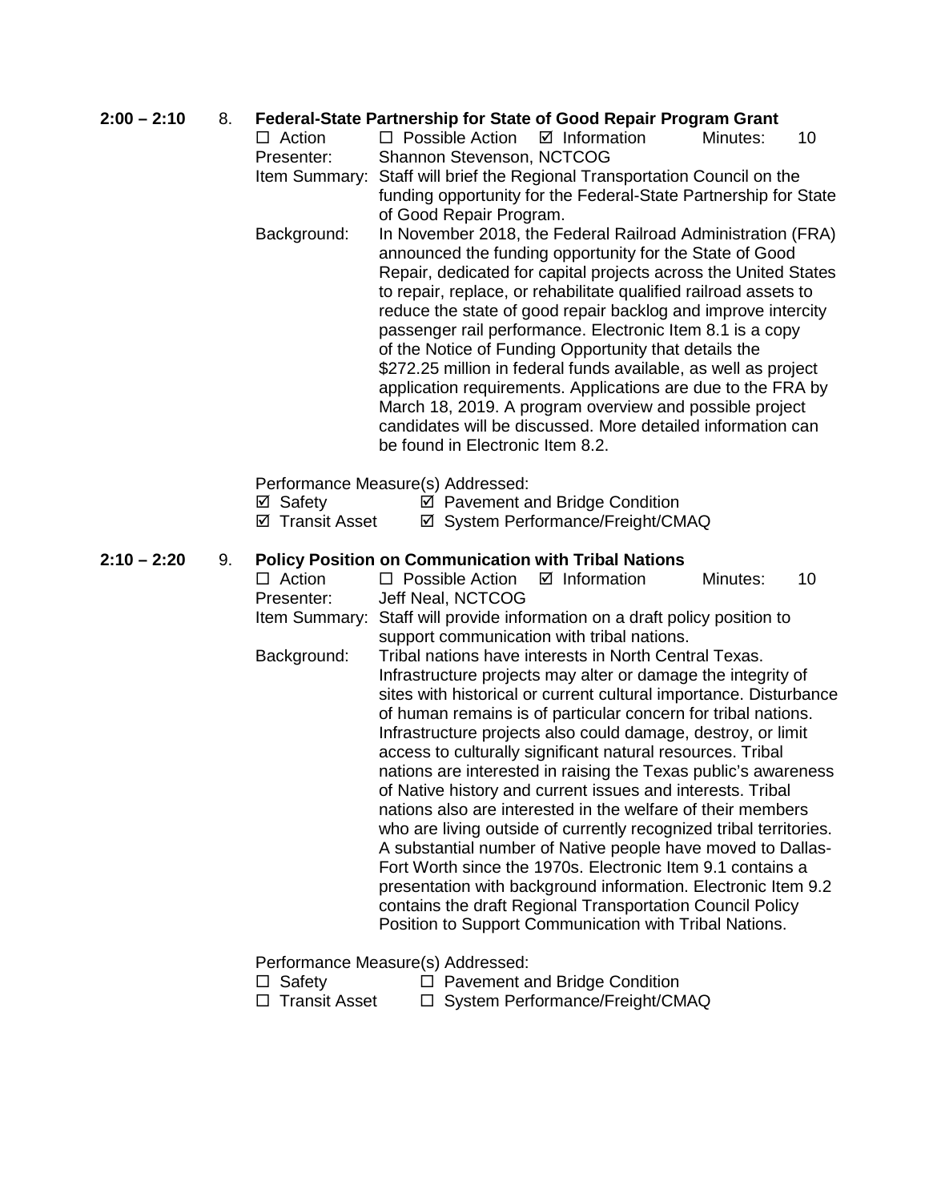**2:00 – 2:10** 8. **Federal-State Partnership for State of Good Repair Program Grant**

☐ Action ☐ Possible Action ☑ Information Minutes: 10

Presenter: Shannon Stevenson, NCTCOG

Item Summary: Staff will brief the Regional Transportation Council on the funding opportunity for the Federal-State Partnership for State of Good Repair Program.

Background: In November 2018, the Federal Railroad Administration (FRA) announced the funding opportunity for the State of Good Repair, dedicated for capital projects across the United States to repair, replace, or rehabilitate qualified railroad assets to reduce the state of good repair backlog and improve intercity passenger rail performance. Electronic Item 8.1 is a copy of the Notice of Funding Opportunity that details the $272.25 million in federal funds available, as well as project application requirements. Applications are due to the FRA by March 18, 2019. A program overview and possible project candidates will be discussed. More detailed information can be found in Electronic Item 8.2.

Performance Measure(s) Addressed:

☑ Safety ☑ Pavement and Bridge Condition

☑ Transit Asset ☑ System Performance/Freight/CMAQ

**2:10 – 2:20** 9. **Policy Position on Communication with Tribal Nations**

☐ Action ☐ Possible Action ☑ Information Minutes: 10

Presenter: Jeff Neal, NCTCOG

Item Summary: Staff will provide information on a draft policy position to support communication with tribal nations.

Background: Tribal nations have interests in North Central Texas. Infrastructure projects may alter or damage the integrity of sites with historical or current cultural importance. Disturbance of human remains is of particular concern for tribal nations. Infrastructure projects also could damage, destroy, or limit access to culturally significant natural resources. Tribal nations are interested in raising the Texas public's awareness of Native history and current issues and interests. Tribal nations also are interested in the welfare of their members who are living outside of currently recognized tribal territories. A substantial number of Native people have moved to Dallas-Fort Worth since the 1970s. Electronic Item 9.1 contains a presentation with background information. Electronic Item 9.2 contains the draft Regional Transportation Council Policy Position to Support Communication with Tribal Nations.

Performance Measure(s) Addressed:

☐ Safety ☐ Pavement and Bridge Condition

☐ Transit Asset ☐ System Performance/Freight/CMAQ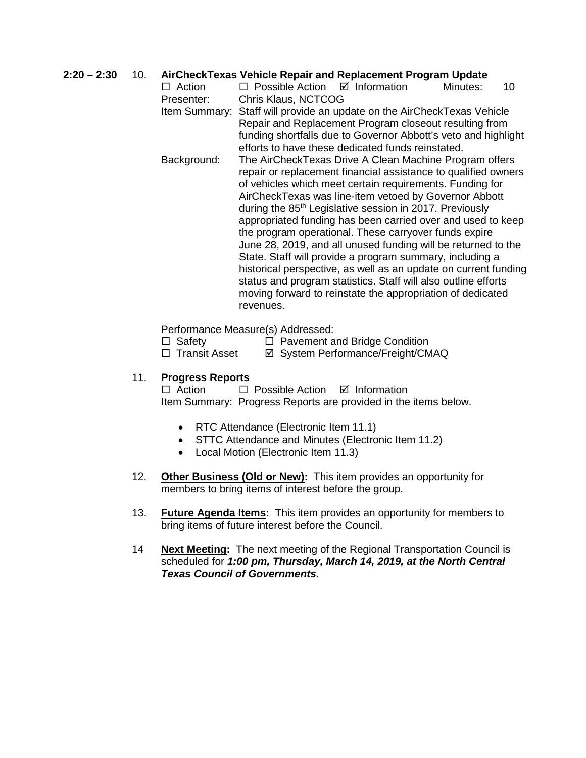**2:20 – 2:30** 10. **AirCheckTexas Vehicle Repair and Replacement Program Update**

☐ Action ☐ Possible Action ☑ Information Minutes: 10

Presenter: Chris Klaus, NCTCOG

Item Summary: Staff will provide an update on the AirCheckTexas Vehicle Repair and Replacement Program closeout resulting from funding shortfalls due to Governor Abbott's veto and highlight efforts to have these dedicated funds reinstated.

Background: The AirCheckTexas Drive A Clean Machine Program offers repair or replacement financial assistance to qualified owners of vehicles which meet certain requirements. Funding for AirCheckTexas was line-item vetoed by Governor Abbott during the 85th Legislative session in 2017. Previously appropriated funding has been carried over and used to keep the program operational. These carryover funds expire June 28, 2019, and all unused funding will be returned to the State. Staff will provide a program summary, including a historical perspective, as well as an update on current funding status and program statistics. Staff will also outline efforts moving forward to reinstate the appropriation of dedicated revenues.

Performance Measure(s) Addressed:

☐ Safety ☐ Pavement and Bridge Condition

☐ Transit Asset ☑ System Performance/Freight/CMAQ

11. **Progress Reports**

☐ Action ☐ Possible Action ☑ Information

Item Summary: Progress Reports are provided in the items below.

- RTC Attendance (Electronic Item 11.1)
- STTC Attendance and Minutes (Electronic Item 11.2)
- Local Motion (Electronic Item 11.3)

12. **Other Business (Old or New):** This item provides an opportunity for members to bring items of interest before the group.

13. **Future Agenda Items:** This item provides an opportunity for members to bring items of future interest before the Council.

14 **Next Meeting:** The next meeting of the Regional Transportation Council is scheduled for ***1:00 pm, Thursday, March 14, 2019, at the North Central Texas Council of Governments***.